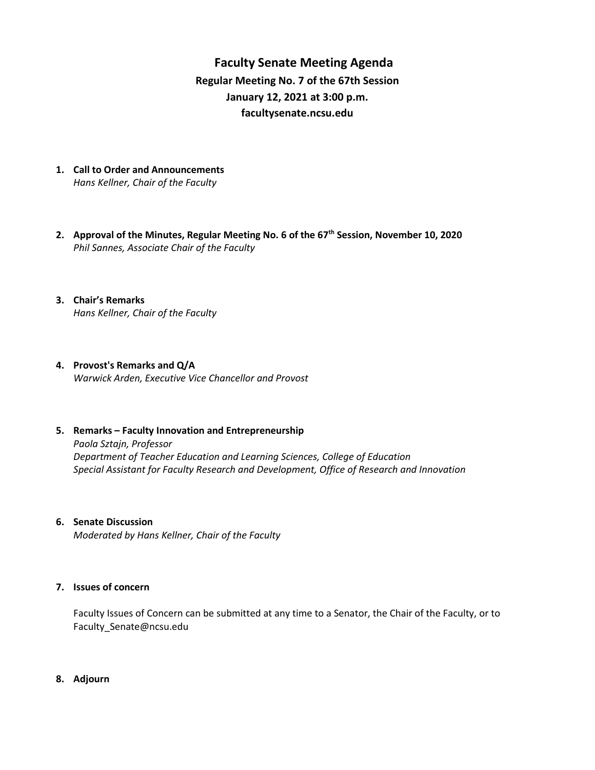# Faculty Senate Meeting Agenda

## Regular Meeting No. 7 of the 67th Session

## January 12, 2021 at 3:00 p.m.

## facultysenate.ncsu.edu

1. **Call to Order and Announcements**
   *Hans Kellner, Chair of the Faculty*

2. **Approval of the Minutes, Regular Meeting No. 6 of the 67th Session, November 10, 2020**
   *Phil Sannes, Associate Chair of the Faculty*

3. **Chair's Remarks**
   *Hans Kellner, Chair of the Faculty*

4. **Provost's Remarks and Q/A**
   *Warwick Arden, Executive Vice Chancellor and Provost*

5. **Remarks – Faculty Innovation and Entrepreneurship**
   *Paola Sztajn, Professor*
   *Department of Teacher Education and Learning Sciences, College of Education*
   *Special Assistant for Faculty Research and Development, Office of Research and Innovation*

6. **Senate Discussion**
   *Moderated by Hans Kellner, Chair of the Faculty*

7. **Issues of concern**

   Faculty Issues of Concern can be submitted at any time to a Senator, the Chair of the Faculty, or to Faculty_Senate@ncsu.edu

8. **Adjourn**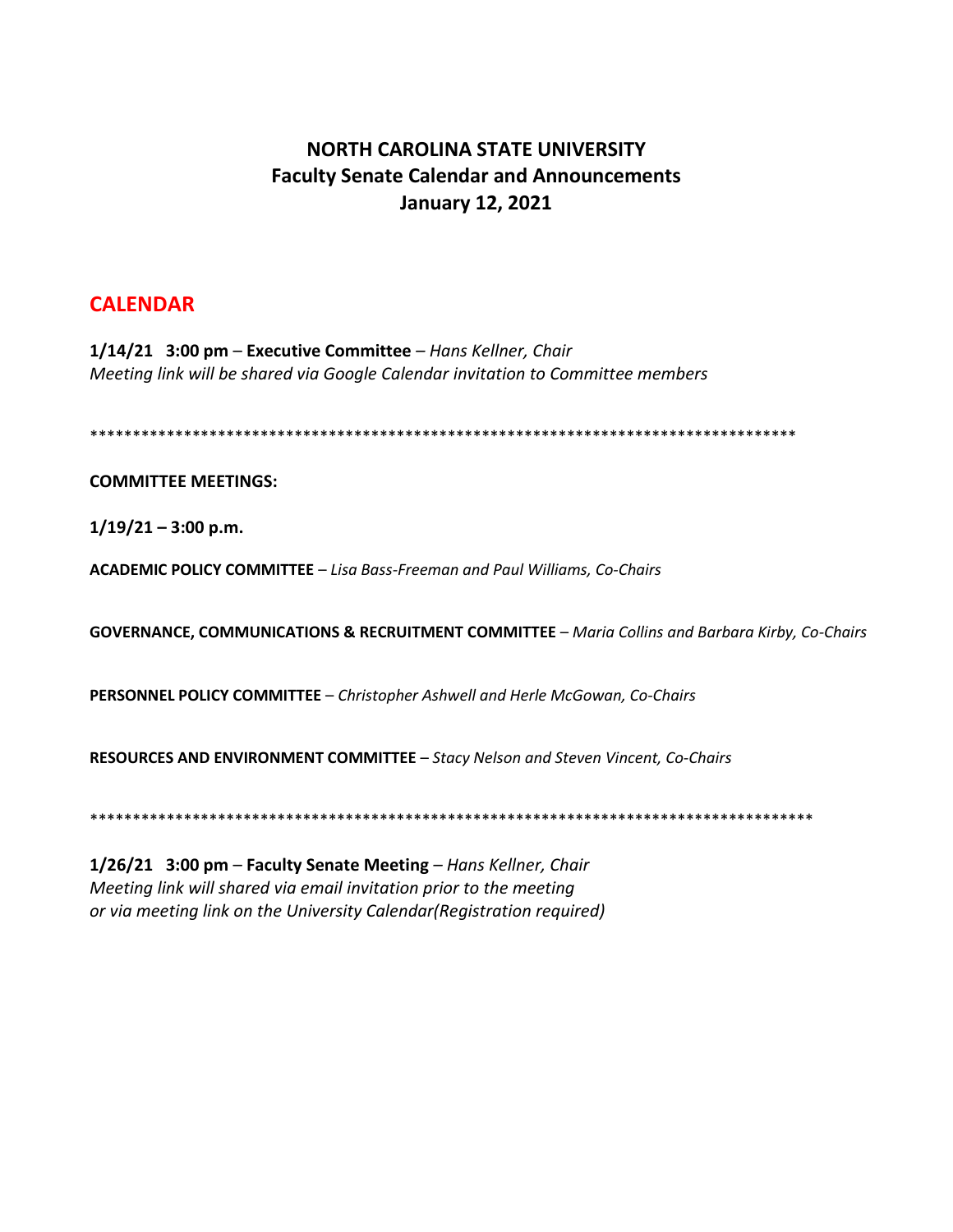# NORTH CAROLINA STATE UNIVERSITY
## Faculty Senate Calendar and Announcements
## January 12, 2021

## CALENDAR

**1/14/21 3:00 pm** – **Executive Committee** – *Hans Kellner, Chair*
*Meeting link will be shared via Google Calendar invitation to Committee members*

*************************************************************************************

**COMMITTEE MEETINGS:**

**1/19/21 – 3:00 p.m.**

**ACADEMIC POLICY COMMITTEE** – *Lisa Bass-Freeman and Paul Williams, Co-Chairs*

**GOVERNANCE, COMMUNICATIONS & RECRUITMENT COMMITTEE** – *Maria Collins and Barbara Kirby, Co-Chairs*

**PERSONNEL POLICY COMMITTEE** – *Christopher Ashwell and Herle McGowan, Co-Chairs*

**RESOURCES AND ENVIRONMENT COMMITTEE** – *Stacy Nelson and Steven Vincent, Co-Chairs*

*************************************************************************************

**1/26/21 3:00 pm** – **Faculty Senate Meeting** – *Hans Kellner, Chair*
*Meeting link will shared via email invitation prior to the meeting*
*or via meeting link on the University Calendar(Registration required)*